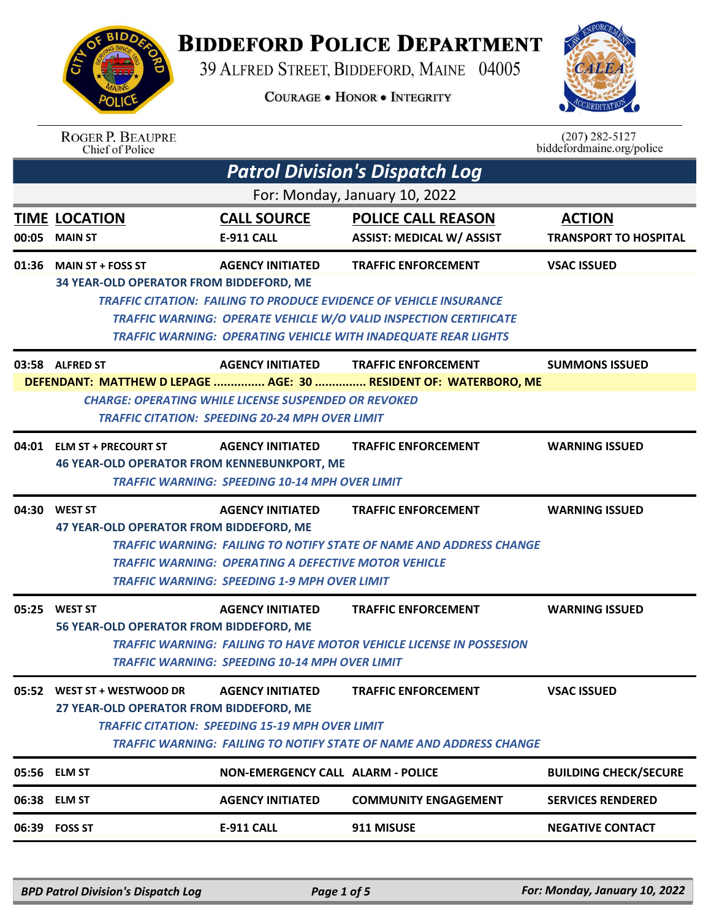# BIDDEFORD POLICE DEPARTMENT

39 ALFRED STREET, BIDDEFORD, MAINE 04005

COURAGE • HONOR • INTEGRITY

ROGER P. BEAUPRE
Chief of Police

(207) 282-5127
biddefordmaine.org/police

## Patrol Division's Dispatch Log

For: Monday, January 10, 2022

| TIME | LOCATION | CALL SOURCE | POLICE CALL REASON | ACTION |
|---|---|---|---|---|
| 00:05 | MAIN ST | E-911 CALL | ASSIST: MEDICAL W/ ASSIST | TRANSPORT TO HOSPITAL |
| 01:36 | MAIN ST + FOSS ST | AGENCY INITIATED | TRAFFIC ENFORCEMENT | VSAC ISSUED |

34 YEAR-OLD OPERATOR FROM BIDDEFORD, ME

*TRAFFIC CITATION: FAILING TO PRODUCE EVIDENCE OF VEHICLE INSURANCE*
*TRAFFIC WARNING: OPERATE VEHICLE W/O VALID INSPECTION CERTIFICATE*
*TRAFFIC WARNING: OPERATING VEHICLE WITH INADEQUATE REAR LIGHTS*

| TIME | LOCATION | CALL SOURCE | POLICE CALL REASON | ACTION |
|---|---|---|---|---|
| 03:58 | ALFRED ST | AGENCY INITIATED | TRAFFIC ENFORCEMENT | SUMMONS ISSUED |

DEFENDANT: MATTHEW D LEPAGE ............... AGE: 30 ............... RESIDENT OF: WATERBORO, ME

*CHARGE: OPERATING WHILE LICENSE SUSPENDED OR REVOKED*
*TRAFFIC CITATION: SPEEDING 20-24 MPH OVER LIMIT*

| TIME | LOCATION | CALL SOURCE | POLICE CALL REASON | ACTION |
|---|---|---|---|---|
| 04:01 | ELM ST + PRECOURT ST | AGENCY INITIATED | TRAFFIC ENFORCEMENT | WARNING ISSUED |

46 YEAR-OLD OPERATOR FROM KENNEBUNKPORT, ME

*TRAFFIC WARNING: SPEEDING 10-14 MPH OVER LIMIT*

| TIME | LOCATION | CALL SOURCE | POLICE CALL REASON | ACTION |
|---|---|---|---|---|
| 04:30 | WEST ST | AGENCY INITIATED | TRAFFIC ENFORCEMENT | WARNING ISSUED |

47 YEAR-OLD OPERATOR FROM BIDDEFORD, ME

*TRAFFIC WARNING: FAILING TO NOTIFY STATE OF NAME AND ADDRESS CHANGE*
*TRAFFIC WARNING: OPERATING A DEFECTIVE MOTOR VEHICLE*
*TRAFFIC WARNING: SPEEDING 1-9 MPH OVER LIMIT*

| TIME | LOCATION | CALL SOURCE | POLICE CALL REASON | ACTION |
|---|---|---|---|---|
| 05:25 | WEST ST | AGENCY INITIATED | TRAFFIC ENFORCEMENT | WARNING ISSUED |

56 YEAR-OLD OPERATOR FROM BIDDEFORD, ME

*TRAFFIC WARNING: FAILING TO HAVE MOTOR VEHICLE LICENSE IN POSSESION*
*TRAFFIC WARNING: SPEEDING 10-14 MPH OVER LIMIT*

| TIME | LOCATION | CALL SOURCE | POLICE CALL REASON | ACTION |
|---|---|---|---|---|
| 05:52 | WEST ST + WESTWOOD DR | AGENCY INITIATED | TRAFFIC ENFORCEMENT | VSAC ISSUED |

27 YEAR-OLD OPERATOR FROM BIDDEFORD, ME

*TRAFFIC CITATION: SPEEDING 15-19 MPH OVER LIMIT*
*TRAFFIC WARNING: FAILING TO NOTIFY STATE OF NAME AND ADDRESS CHANGE*

| TIME | LOCATION | CALL SOURCE | POLICE CALL REASON | ACTION |
|---|---|---|---|---|
| 05:56 | ELM ST | NON-EMERGENCY CALL | ALARM - POLICE | BUILDING CHECK/SECURE |
| 06:38 | ELM ST | AGENCY INITIATED | COMMUNITY ENGAGEMENT | SERVICES RENDERED |
| 06:39 | FOSS ST | E-911 CALL | 911 MISUSE | NEGATIVE CONTACT |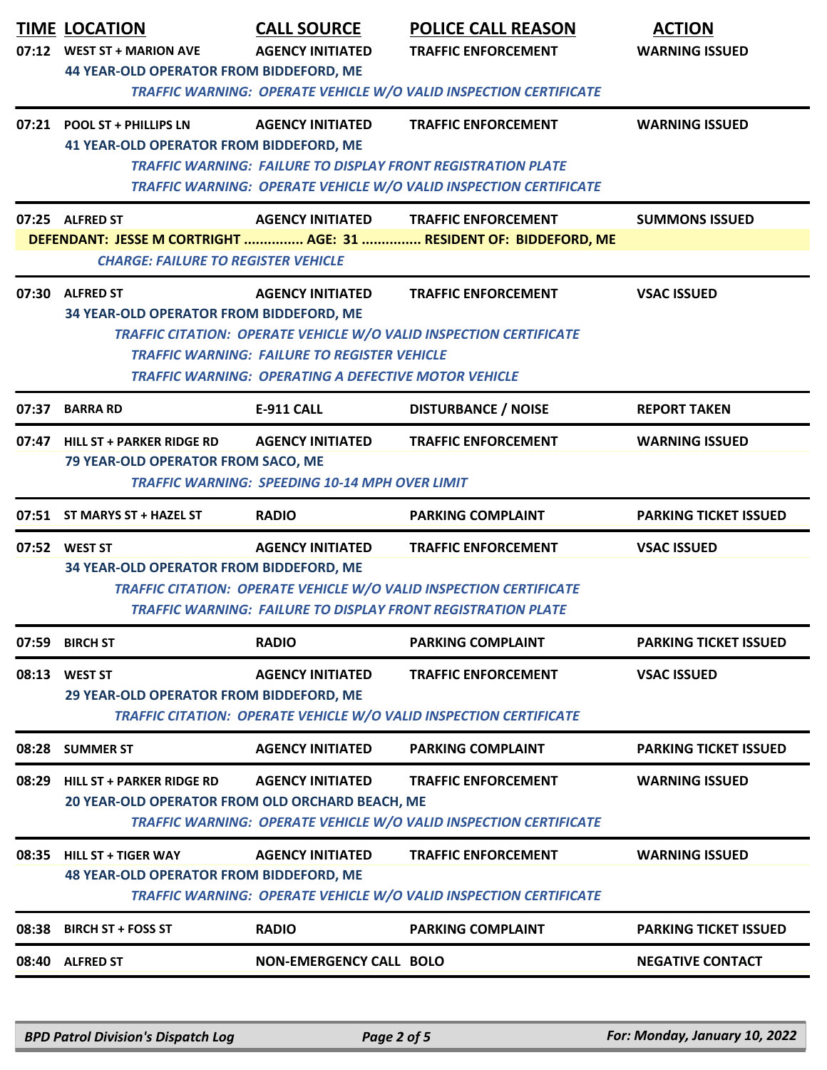| TIME | LOCATION | CALL SOURCE | POLICE CALL REASON | ACTION |
|---|---|---|---|---|
| 07:12 | WEST ST + MARION AVE | AGENCY INITIATED | TRAFFIC ENFORCEMENT | WARNING ISSUED |
| | 44 YEAR-OLD OPERATOR FROM BIDDEFORD, ME | | | |
| | *TRAFFIC WARNING: OPERATE VEHICLE W/O VALID INSPECTION CERTIFICATE* | | | |
| 07:21 | POOL ST + PHILLIPS LN | AGENCY INITIATED | TRAFFIC ENFORCEMENT | WARNING ISSUED |
| | 41 YEAR-OLD OPERATOR FROM BIDDEFORD, ME | | | |
| | *TRAFFIC WARNING: FAILURE TO DISPLAY FRONT REGISTRATION PLATE* | | | |
| | *TRAFFIC WARNING: OPERATE VEHICLE W/O VALID INSPECTION CERTIFICATE* | | | |
| 07:25 | ALFRED ST | AGENCY INITIATED | TRAFFIC ENFORCEMENT | SUMMONS ISSUED |
| | DEFENDANT: JESSE M CORTRIGHT ............... AGE: 31 ............... RESIDENT OF: BIDDEFORD, ME | | | |
| | *CHARGE: FAILURE TO REGISTER VEHICLE* | | | |
| 07:30 | ALFRED ST | AGENCY INITIATED | TRAFFIC ENFORCEMENT | VSAC ISSUED |
| | 34 YEAR-OLD OPERATOR FROM BIDDEFORD, ME | | | |
| | *TRAFFIC CITATION: OPERATE VEHICLE W/O VALID INSPECTION CERTIFICATE* | | | |
| | *TRAFFIC WARNING: FAILURE TO REGISTER VEHICLE* | | | |
| | *TRAFFIC WARNING: OPERATING A DEFECTIVE MOTOR VEHICLE* | | | |
| 07:37 | BARRA RD | E-911 CALL | DISTURBANCE / NOISE | REPORT TAKEN |
| 07:47 | HILL ST + PARKER RIDGE RD | AGENCY INITIATED | TRAFFIC ENFORCEMENT | WARNING ISSUED |
| | 79 YEAR-OLD OPERATOR FROM SACO, ME | | | |
| | *TRAFFIC WARNING: SPEEDING 10-14 MPH OVER LIMIT* | | | |
| 07:51 | ST MARYS ST + HAZEL ST | RADIO | PARKING COMPLAINT | PARKING TICKET ISSUED |
| 07:52 | WEST ST | AGENCY INITIATED | TRAFFIC ENFORCEMENT | VSAC ISSUED |
| | 34 YEAR-OLD OPERATOR FROM BIDDEFORD, ME | | | |
| | *TRAFFIC CITATION: OPERATE VEHICLE W/O VALID INSPECTION CERTIFICATE* | | | |
| | *TRAFFIC WARNING: FAILURE TO DISPLAY FRONT REGISTRATION PLATE* | | | |
| 07:59 | BIRCH ST | RADIO | PARKING COMPLAINT | PARKING TICKET ISSUED |
| 08:13 | WEST ST | AGENCY INITIATED | TRAFFIC ENFORCEMENT | VSAC ISSUED |
| | 29 YEAR-OLD OPERATOR FROM BIDDEFORD, ME | | | |
| | *TRAFFIC CITATION: OPERATE VEHICLE W/O VALID INSPECTION CERTIFICATE* | | | |
| 08:28 | SUMMER ST | AGENCY INITIATED | PARKING COMPLAINT | PARKING TICKET ISSUED |
| 08:29 | HILL ST + PARKER RIDGE RD | AGENCY INITIATED | TRAFFIC ENFORCEMENT | WARNING ISSUED |
| | 20 YEAR-OLD OPERATOR FROM OLD ORCHARD BEACH, ME | | | |
| | *TRAFFIC WARNING: OPERATE VEHICLE W/O VALID INSPECTION CERTIFICATE* | | | |
| 08:35 | HILL ST + TIGER WAY | AGENCY INITIATED | TRAFFIC ENFORCEMENT | WARNING ISSUED |
| | 48 YEAR-OLD OPERATOR FROM BIDDEFORD, ME | | | |
| | *TRAFFIC WARNING: OPERATE VEHICLE W/O VALID INSPECTION CERTIFICATE* | | | |
| 08:38 | BIRCH ST + FOSS ST | RADIO | PARKING COMPLAINT | PARKING TICKET ISSUED |
| 08:40 | ALFRED ST | NON-EMERGENCY CALL | BOLO | NEGATIVE CONTACT |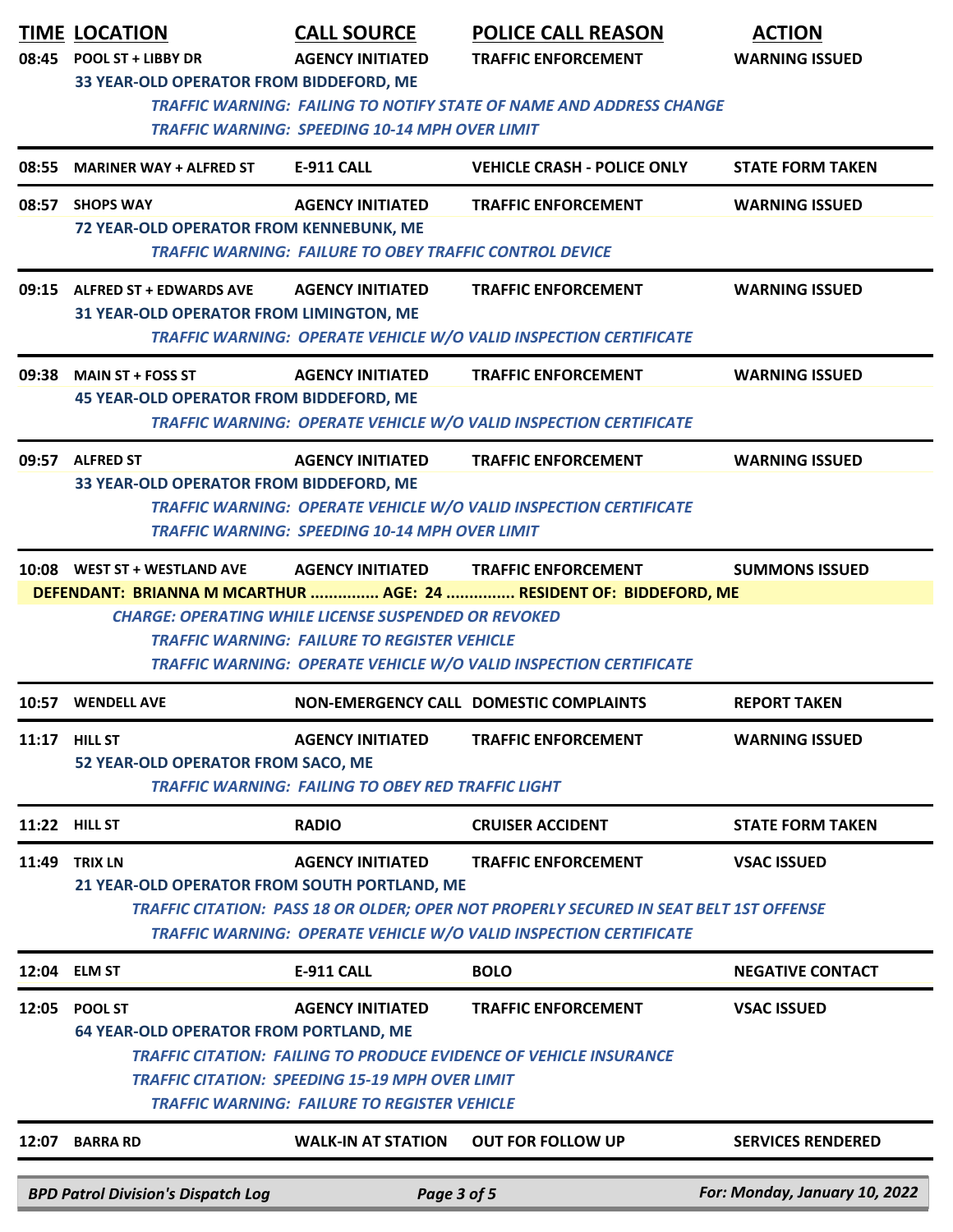| TIME | LOCATION | CALL SOURCE | POLICE CALL REASON | ACTION |
|---|---|---|---|---|
| 08:45 | POOL ST + LIBBY DR | AGENCY INITIATED | TRAFFIC ENFORCEMENT | WARNING ISSUED |

**33 YEAR-OLD OPERATOR FROM BIDDEFORD, ME**

*TRAFFIC WARNING: FAILING TO NOTIFY STATE OF NAME AND ADDRESS CHANGE*
*TRAFFIC WARNING: SPEEDING 10-14 MPH OVER LIMIT*

| TIME | LOCATION | CALL SOURCE | POLICE CALL REASON | ACTION |
|---|---|---|---|---|
| 08:55 | MARINER WAY + ALFRED ST | E-911 CALL | VEHICLE CRASH - POLICE ONLY | STATE FORM TAKEN |
| 08:57 | SHOPS WAY | AGENCY INITIATED | TRAFFIC ENFORCEMENT | WARNING ISSUED |

**72 YEAR-OLD OPERATOR FROM KENNEBUNK, ME**

*TRAFFIC WARNING: FAILURE TO OBEY TRAFFIC CONTROL DEVICE*

| TIME | LOCATION | CALL SOURCE | POLICE CALL REASON | ACTION |
|---|---|---|---|---|
| 09:15 | ALFRED ST + EDWARDS AVE | AGENCY INITIATED | TRAFFIC ENFORCEMENT | WARNING ISSUED |

**31 YEAR-OLD OPERATOR FROM LIMINGTON, ME**

*TRAFFIC WARNING: OPERATE VEHICLE W/O VALID INSPECTION CERTIFICATE*

| TIME | LOCATION | CALL SOURCE | POLICE CALL REASON | ACTION |
|---|---|---|---|---|
| 09:38 | MAIN ST + FOSS ST | AGENCY INITIATED | TRAFFIC ENFORCEMENT | WARNING ISSUED |

**45 YEAR-OLD OPERATOR FROM BIDDEFORD, ME**

*TRAFFIC WARNING: OPERATE VEHICLE W/O VALID INSPECTION CERTIFICATE*

| TIME | LOCATION | CALL SOURCE | POLICE CALL REASON | ACTION |
|---|---|---|---|---|
| 09:57 | ALFRED ST | AGENCY INITIATED | TRAFFIC ENFORCEMENT | WARNING ISSUED |

**33 YEAR-OLD OPERATOR FROM BIDDEFORD, ME**

*TRAFFIC WARNING: OPERATE VEHICLE W/O VALID INSPECTION CERTIFICATE*
*TRAFFIC WARNING: SPEEDING 10-14 MPH OVER LIMIT*

| TIME | LOCATION | CALL SOURCE | POLICE CALL REASON | ACTION |
|---|---|---|---|---|
| 10:08 | WEST ST + WESTLAND AVE | AGENCY INITIATED | TRAFFIC ENFORCEMENT | SUMMONS ISSUED |

**DEFENDANT: BRIANNA M MCARTHUR ............... AGE: 24 ............... RESIDENT OF: BIDDEFORD, ME**

*CHARGE: OPERATING WHILE LICENSE SUSPENDED OR REVOKED*
*TRAFFIC WARNING: FAILURE TO REGISTER VEHICLE*
*TRAFFIC WARNING: OPERATE VEHICLE W/O VALID INSPECTION CERTIFICATE*

| TIME | LOCATION | CALL SOURCE | POLICE CALL REASON | ACTION |
|---|---|---|---|---|
| 10:57 | WENDELL AVE | NON-EMERGENCY CALL | DOMESTIC COMPLAINTS | REPORT TAKEN |
| 11:17 | HILL ST | AGENCY INITIATED | TRAFFIC ENFORCEMENT | WARNING ISSUED |

**52 YEAR-OLD OPERATOR FROM SACO, ME**

*TRAFFIC WARNING: FAILING TO OBEY RED TRAFFIC LIGHT*

| TIME | LOCATION | CALL SOURCE | POLICE CALL REASON | ACTION |
|---|---|---|---|---|
| 11:22 | HILL ST | RADIO | CRUISER ACCIDENT | STATE FORM TAKEN |
| 11:49 | TRIX LN | AGENCY INITIATED | TRAFFIC ENFORCEMENT | VSAC ISSUED |

**21 YEAR-OLD OPERATOR FROM SOUTH PORTLAND, ME**

*TRAFFIC CITATION: PASS 18 OR OLDER; OPER NOT PROPERLY SECURED IN SEAT BELT 1ST OFFENSE*
*TRAFFIC WARNING: OPERATE VEHICLE W/O VALID INSPECTION CERTIFICATE*

| TIME | LOCATION | CALL SOURCE | POLICE CALL REASON | ACTION |
|---|---|---|---|---|
| 12:04 | ELM ST | E-911 CALL | BOLO | NEGATIVE CONTACT |
| 12:05 | POOL ST | AGENCY INITIATED | TRAFFIC ENFORCEMENT | VSAC ISSUED |

**64 YEAR-OLD OPERATOR FROM PORTLAND, ME**

*TRAFFIC CITATION: FAILING TO PRODUCE EVIDENCE OF VEHICLE INSURANCE*
*TRAFFIC CITATION: SPEEDING 15-19 MPH OVER LIMIT*
*TRAFFIC WARNING: FAILURE TO REGISTER VEHICLE*

| TIME | LOCATION | CALL SOURCE | POLICE CALL REASON | ACTION |
|---|---|---|---|---|
| 12:07 | BARRA RD | WALK-IN AT STATION | OUT FOR FOLLOW UP | SERVICES RENDERED |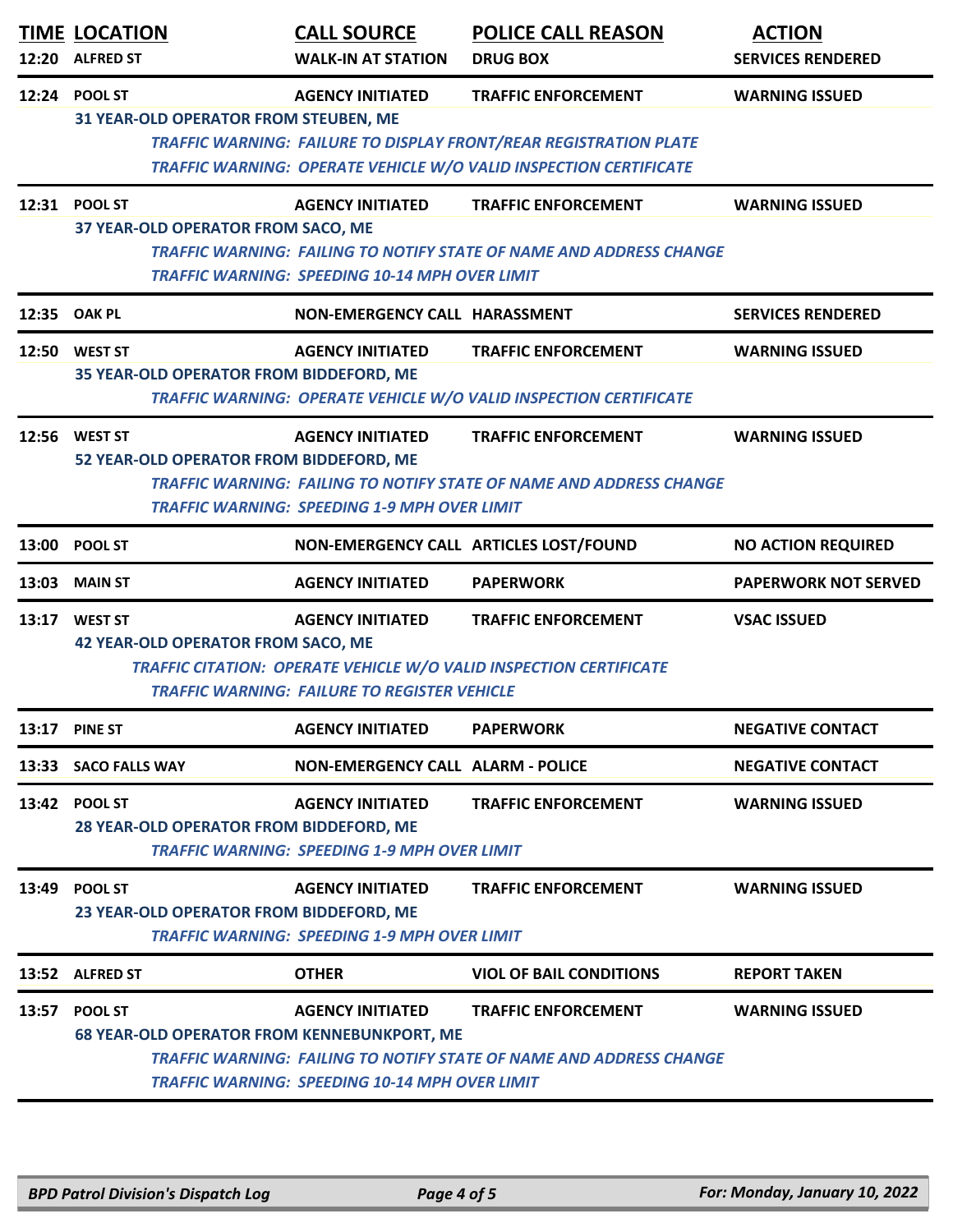| TIME | LOCATION | CALL SOURCE | POLICE CALL REASON | ACTION |
|---|---|---|---|---|
| 12:20 | ALFRED ST | WALK-IN AT STATION | DRUG BOX | SERVICES RENDERED |
| 12:24 | POOL ST | AGENCY INITIATED | TRAFFIC ENFORCEMENT | WARNING ISSUED |
| | 31 YEAR-OLD OPERATOR FROM STEUBEN, ME | | | |
| | | | *TRAFFIC WARNING: FAILURE TO DISPLAY FRONT/REAR REGISTRATION PLATE* | |
| | | | *TRAFFIC WARNING: OPERATE VEHICLE W/O VALID INSPECTION CERTIFICATE* | |
| 12:31 | POOL ST | AGENCY INITIATED | TRAFFIC ENFORCEMENT | WARNING ISSUED |
| | 37 YEAR-OLD OPERATOR FROM SACO, ME | | | |
| | | | *TRAFFIC WARNING: FAILING TO NOTIFY STATE OF NAME AND ADDRESS CHANGE* | |
| | | | *TRAFFIC WARNING: SPEEDING 10-14 MPH OVER LIMIT* | |
| 12:35 | OAK PL | NON-EMERGENCY CALL | HARASSMENT | SERVICES RENDERED |
| 12:50 | WEST ST | AGENCY INITIATED | TRAFFIC ENFORCEMENT | WARNING ISSUED |
| | 35 YEAR-OLD OPERATOR FROM BIDDEFORD, ME | | | |
| | | | *TRAFFIC WARNING: OPERATE VEHICLE W/O VALID INSPECTION CERTIFICATE* | |
| 12:56 | WEST ST | AGENCY INITIATED | TRAFFIC ENFORCEMENT | WARNING ISSUED |
| | 52 YEAR-OLD OPERATOR FROM BIDDEFORD, ME | | | |
| | | | *TRAFFIC WARNING: FAILING TO NOTIFY STATE OF NAME AND ADDRESS CHANGE* | |
| | | | *TRAFFIC WARNING: SPEEDING 1-9 MPH OVER LIMIT* | |
| 13:00 | POOL ST | NON-EMERGENCY CALL | ARTICLES LOST/FOUND | NO ACTION REQUIRED |
| 13:03 | MAIN ST | AGENCY INITIATED | PAPERWORK | PAPERWORK NOT SERVED |
| 13:17 | WEST ST | AGENCY INITIATED | TRAFFIC ENFORCEMENT | VSAC ISSUED |
| | 42 YEAR-OLD OPERATOR FROM SACO, ME | | | |
| | | | *TRAFFIC CITATION: OPERATE VEHICLE W/O VALID INSPECTION CERTIFICATE* | |
| | | | *TRAFFIC WARNING: FAILURE TO REGISTER VEHICLE* | |
| 13:17 | PINE ST | AGENCY INITIATED | PAPERWORK | NEGATIVE CONTACT |
| 13:33 | SACO FALLS WAY | NON-EMERGENCY CALL | ALARM - POLICE | NEGATIVE CONTACT |
| 13:42 | POOL ST | AGENCY INITIATED | TRAFFIC ENFORCEMENT | WARNING ISSUED |
| | 28 YEAR-OLD OPERATOR FROM BIDDEFORD, ME | | | |
| | | | *TRAFFIC WARNING: SPEEDING 1-9 MPH OVER LIMIT* | |
| 13:49 | POOL ST | AGENCY INITIATED | TRAFFIC ENFORCEMENT | WARNING ISSUED |
| | 23 YEAR-OLD OPERATOR FROM BIDDEFORD, ME | | | |
| | | | *TRAFFIC WARNING: SPEEDING 1-9 MPH OVER LIMIT* | |
| 13:52 | ALFRED ST | OTHER | VIOL OF BAIL CONDITIONS | REPORT TAKEN |
| 13:57 | POOL ST | AGENCY INITIATED | TRAFFIC ENFORCEMENT | WARNING ISSUED |
| | 68 YEAR-OLD OPERATOR FROM KENNEBUNKPORT, ME | | | |
| | | | *TRAFFIC WARNING: FAILING TO NOTIFY STATE OF NAME AND ADDRESS CHANGE* | |
| | | | *TRAFFIC WARNING: SPEEDING 10-14 MPH OVER LIMIT* | |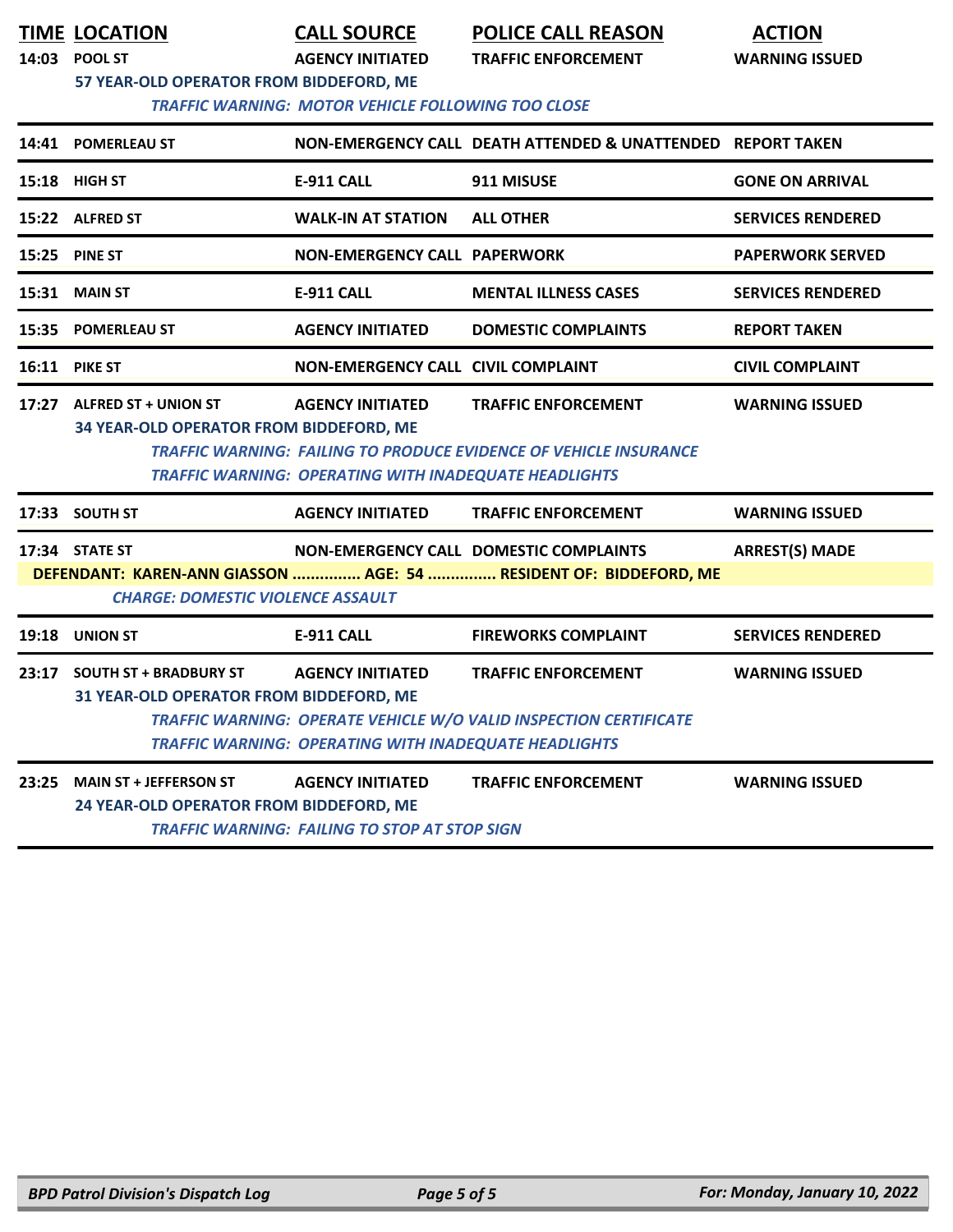| TIME | LOCATION | CALL SOURCE | POLICE CALL REASON | ACTION |
|---|---|---|---|---|
| 14:03 | POOL ST | AGENCY INITIATED | TRAFFIC ENFORCEMENT | WARNING ISSUED |
| | 57 YEAR-OLD OPERATOR FROM BIDDEFORD, ME | | | |
| | *TRAFFIC WARNING: MOTOR VEHICLE FOLLOWING TOO CLOSE* | | | |
| 14:41 | POMERLEAU ST | NON-EMERGENCY CALL | DEATH ATTENDED & UNATTENDED | REPORT TAKEN |
| 15:18 | HIGH ST | E-911 CALL | 911 MISUSE | GONE ON ARRIVAL |
| 15:22 | ALFRED ST | WALK-IN AT STATION | ALL OTHER | SERVICES RENDERED |
| 15:25 | PINE ST | NON-EMERGENCY CALL | PAPERWORK | PAPERWORK SERVED |
| 15:31 | MAIN ST | E-911 CALL | MENTAL ILLNESS CASES | SERVICES RENDERED |
| 15:35 | POMERLEAU ST | AGENCY INITIATED | DOMESTIC COMPLAINTS | REPORT TAKEN |
| 16:11 | PIKE ST | NON-EMERGENCY CALL | CIVIL COMPLAINT | CIVIL COMPLAINT |
| 17:27 | ALFRED ST + UNION ST | AGENCY INITIATED | TRAFFIC ENFORCEMENT | WARNING ISSUED |
| | 34 YEAR-OLD OPERATOR FROM BIDDEFORD, ME | | | |
| | *TRAFFIC WARNING: FAILING TO PRODUCE EVIDENCE OF VEHICLE INSURANCE* | | | |
| | *TRAFFIC WARNING: OPERATING WITH INADEQUATE HEADLIGHTS* | | | |
| 17:33 | SOUTH ST | AGENCY INITIATED | TRAFFIC ENFORCEMENT | WARNING ISSUED |
| 17:34 | STATE ST | NON-EMERGENCY CALL | DOMESTIC COMPLAINTS | ARREST(S) MADE |
| | DEFENDANT: KAREN-ANN GIASSON ............... AGE: 54 ............... RESIDENT OF: BIDDEFORD, ME | | | |
| | *CHARGE: DOMESTIC VIOLENCE ASSAULT* | | | |
| 19:18 | UNION ST | E-911 CALL | FIREWORKS COMPLAINT | SERVICES RENDERED |
| 23:17 | SOUTH ST + BRADBURY ST | AGENCY INITIATED | TRAFFIC ENFORCEMENT | WARNING ISSUED |
| | 31 YEAR-OLD OPERATOR FROM BIDDEFORD, ME | | | |
| | *TRAFFIC WARNING: OPERATE VEHICLE W/O VALID INSPECTION CERTIFICATE* | | | |
| | *TRAFFIC WARNING: OPERATING WITH INADEQUATE HEADLIGHTS* | | | |
| 23:25 | MAIN ST + JEFFERSON ST | AGENCY INITIATED | TRAFFIC ENFORCEMENT | WARNING ISSUED |
| | 24 YEAR-OLD OPERATOR FROM BIDDEFORD, ME | | | |
| | *TRAFFIC WARNING: FAILING TO STOP AT STOP SIGN* | | | |